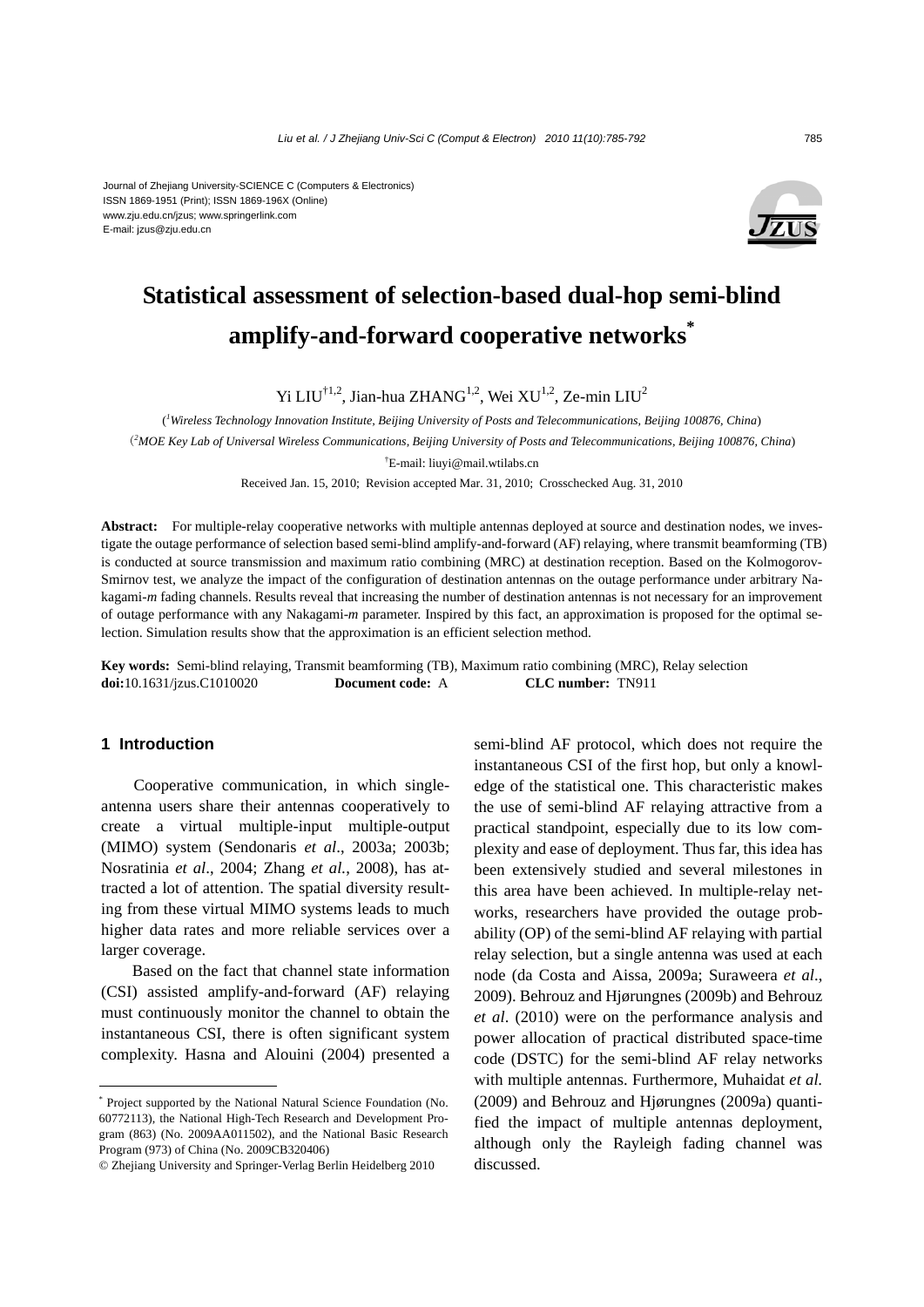Journal of Zhejiang University-SCIENCE C (Computers & Electronics)
ISSN 1869-1951 (Print); ISSN 1869-196X (Online)
www.zju.edu.cn/jzus; www.springerlink.com
E-mail: jzus@zju.edu.cn

# Statistical assessment of selection-based dual-hop semi-blind amplify-and-forward cooperative networks*

Yi LIU[†1,2], Jian-hua ZHANG[1,2], Wei XU[1,2], Ze-min LIU[2]

([1]*Wireless Technology Innovation Institute, Beijing University of Posts and Telecommunications, Beijing 100876, China*)

([2]*MOE Key Lab of Universal Wireless Communications, Beijing University of Posts and Telecommunications, Beijing 100876, China*)

[†]E-mail: liuyi@mail.wtilabs.cn

Received Jan. 15, 2010; Revision accepted Mar. 31, 2010; Crosschecked Aug. 31, 2010

**Abstract:** For multiple-relay cooperative networks with multiple antennas deployed at source and destination nodes, we investigate the outage performance of selection based semi-blind amplify-and-forward (AF) relaying, where transmit beamforming (TB) is conducted at source transmission and maximum ratio combining (MRC) at destination reception. Based on the Kolmogorov-Smirnov test, we analyze the impact of the configuration of destination antennas on the outage performance under arbitrary Nakagami-*m* fading channels. Results reveal that increasing the number of destination antennas is not necessary for an improvement of outage performance with any Nakagami-*m* parameter. Inspired by this fact, an approximation is proposed for the optimal selection. Simulation results show that the approximation is an efficient selection method.

**Key words:** Semi-blind relaying, Transmit beamforming (TB), Maximum ratio combining (MRC), Relay selection
**doi:**10.1631/jzus.C1010020 **Document code:** A **CLC number:** TN911

## 1 Introduction

Cooperative communication, in which single-antenna users share their antennas cooperatively to create a virtual multiple-input multiple-output (MIMO) system (Sendonaris *et al*., 2003a; 2003b; Nosratinia *et al*., 2004; Zhang *et al.*, 2008), has attracted a lot of attention. The spatial diversity resulting from these virtual MIMO systems leads to much higher data rates and more reliable services over a larger coverage.

Based on the fact that channel state information (CSI) assisted amplify-and-forward (AF) relaying must continuously monitor the channel to obtain the instantaneous CSI, there is often significant system complexity. Hasna and Alouini (2004) presented a semi-blind AF protocol, which does not require the instantaneous CSI of the first hop, but only a knowledge of the statistical one. This characteristic makes the use of semi-blind AF relaying attractive from a practical standpoint, especially due to its low complexity and ease of deployment. Thus far, this idea has been extensively studied and several milestones in this area have been achieved. In multiple-relay networks, researchers have provided the outage probability (OP) of the semi-blind AF relaying with partial relay selection, but a single antenna was used at each node (da Costa and Aissa, 2009a; Suraweera *et al*., 2009). Behrouz and Hjørungnes (2009b) and Behrouz *et al*. (2010) were on the performance analysis and power allocation of practical distributed space-time code (DSTC) for the semi-blind AF relay networks with multiple antennas. Furthermore, Muhaidat *et al.* (2009) and Behrouz and Hjørungnes (2009a) quantified the impact of multiple antennas deployment, although only the Rayleigh fading channel was discussed.

---

* Project supported by the National Natural Science Foundation (No. 60772113), the National High-Tech Research and Development Program (863) (No. 2009AA011502), and the National Basic Research Program (973) of China (No. 2009CB320406)

© Zhejiang University and Springer-Verlag Berlin Heidelberg 2010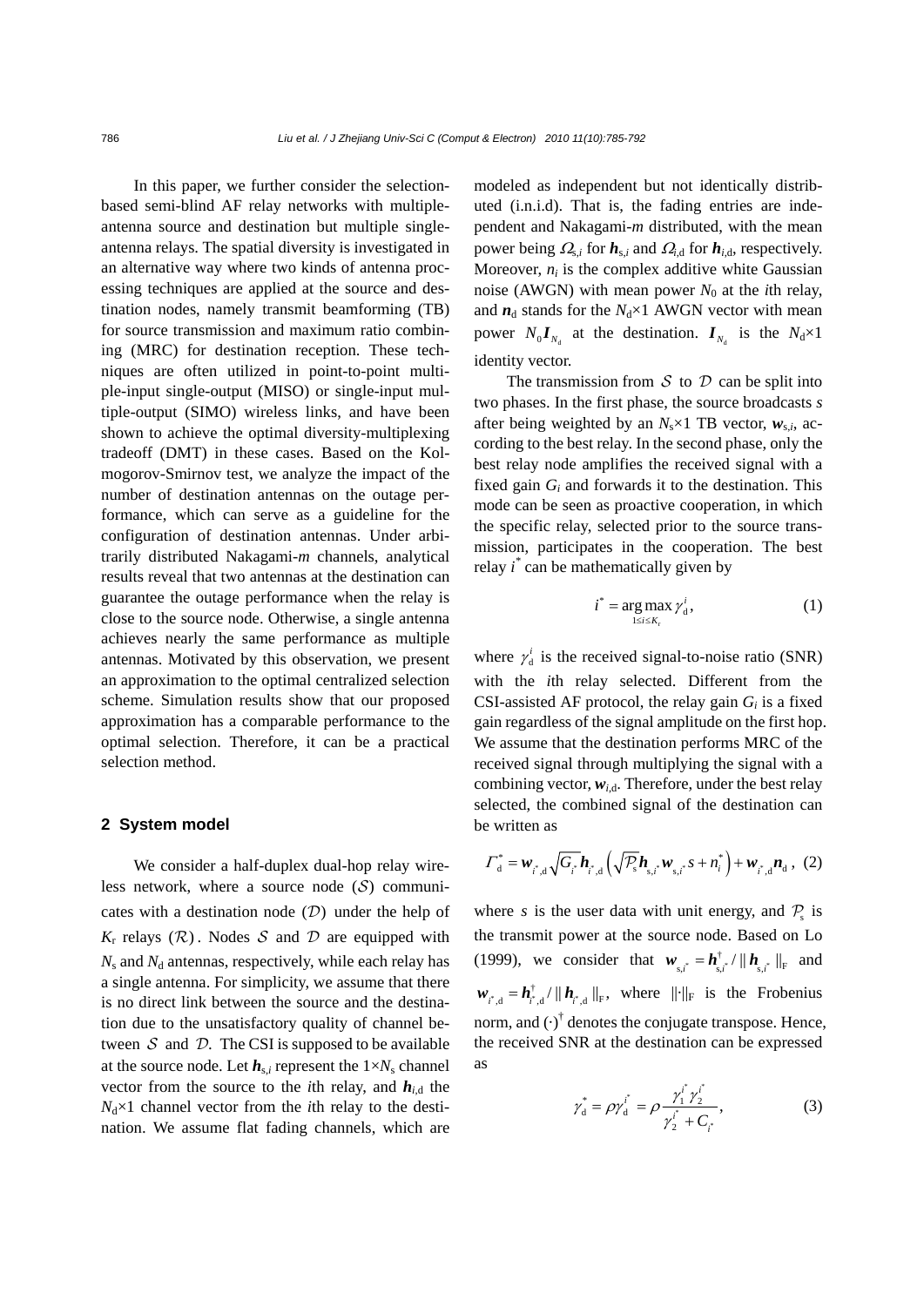In this paper, we further consider the selection-based semi-blind AF relay networks with multiple-antenna source and destination but multiple single-antenna relays. The spatial diversity is investigated in an alternative way where two kinds of antenna processing techniques are applied at the source and destination nodes, namely transmit beamforming (TB) for source transmission and maximum ratio combining (MRC) for destination reception. These techniques are often utilized in point-to-point multiple-input single-output (MISO) or single-input multiple-output (SIMO) wireless links, and have been shown to achieve the optimal diversity-multiplexing tradeoff (DMT) in these cases. Based on the Kolmogorov-Smirnov test, we analyze the impact of the number of destination antennas on the outage performance, which can serve as a guideline for the configuration of destination antennas. Under arbitrarily distributed Nakagami-*m* channels, analytical results reveal that two antennas at the destination can guarantee the outage performance when the relay is close to the source node. Otherwise, a single antenna achieves nearly the same performance as multiple antennas. Motivated by this observation, we present an approximation to the optimal centralized selection scheme. Simulation results show that our proposed approximation has a comparable performance to the optimal selection. Therefore, it can be a practical selection method.

## 2 System model

We consider a half-duplex dual-hop relay wireless network, where a source node ($\mathcal{S}$) communicates with a destination node ($\mathcal{D}$) under the help of $K_{\rm r}$ relays ($\mathcal{R}$). Nodes $\mathcal{S}$ and $\mathcal{D}$ are equipped with $N_{\rm s}$ and $N_{\rm d}$ antennas, respectively, while each relay has a single antenna. For simplicity, we assume that there is no direct link between the source and the destination due to the unsatisfactory quality of channel between $\mathcal{S}$ and $\mathcal{D}$. The CSI is supposed to be available at the source node. Let $\boldsymbol{h}_{{\rm s},i}$ represent the $1\times N_{\rm s}$ channel vector from the source to the $i$th relay, and $\boldsymbol{h}_{i,{\rm d}}$ the $N_{\rm d}\times 1$ channel vector from the $i$th relay to the destination. We assume flat fading channels, which are modeled as independent but not identically distributed (i.n.i.d). That is, the fading entries are independent and Nakagami-*m* distributed, with the mean power being $\Omega_{{\rm s},i}$ for $\boldsymbol{h}_{{\rm s},i}$ and $\Omega_{i,{\rm d}}$ for $\boldsymbol{h}_{i,{\rm d}}$, respectively. Moreover, $n_i$ is the complex additive white Gaussian noise (AWGN) with mean power $N_0$ at the $i$th relay, and $\boldsymbol{n}_{\rm d}$ stands for the $N_{\rm d}\times 1$ AWGN vector with mean power $N_0\boldsymbol{I}_{N_{\rm d}}$ at the destination. $\boldsymbol{I}_{N_{\rm d}}$ is the $N_{\rm d}\times 1$ identity vector.

The transmission from $\mathcal{S}$ to $\mathcal{D}$ can be split into two phases. In the first phase, the source broadcasts $s$ after being weighted by an $N_{\rm s}\times 1$ TB vector, $\boldsymbol{w}_{{\rm s},i}$, according to the best relay. In the second phase, only the best relay node amplifies the received signal with a fixed gain $G_i$ and forwards it to the destination. This mode can be seen as proactive cooperation, in which the specific relay, selected prior to the source transmission, participates in the cooperation. The best relay $i^*$ can be mathematically given by

$$i^* = \arg\max_{1\le i\le K_{\rm r}} \gamma_{\rm d}^i, \tag{1}$$

where $\gamma_{\rm d}^i$ is the received signal-to-noise ratio (SNR) with the $i$th relay selected. Different from the CSI-assisted AF protocol, the relay gain $G_i$ is a fixed gain regardless of the signal amplitude on the first hop. We assume that the destination performs MRC of the received signal through multiplying the signal with a combining vector, $\boldsymbol{w}_{i,{\rm d}}$. Therefore, under the best relay selected, the combined signal of the destination can be written as

$$\Gamma_{\rm d}^* = \boldsymbol{w}_{i^*,{\rm d}}\sqrt{G_{i^*}}\boldsymbol{h}_{i^*,{\rm d}}\left(\sqrt{\mathcal{P}_{\rm s}}\boldsymbol{h}_{{\rm s},i^*}\boldsymbol{w}_{{\rm s},i^*}s + n_i^*\right) + \boldsymbol{w}_{i^*,{\rm d}}\boldsymbol{n}_{\rm d}, \tag{2}$$

where $s$ is the user data with unit energy, and $\mathcal{P}_{\rm s}$ is the transmit power at the source node. Based on Lo (1999), we consider that $\boldsymbol{w}_{{\rm s},i^*} = \boldsymbol{h}_{{\rm s},i^*}^\dagger / \|\boldsymbol{h}_{{\rm s},i^*}\|_{\rm F}$ and $\boldsymbol{w}_{i^*,{\rm d}} = \boldsymbol{h}_{i^*,{\rm d}}^\dagger / \|\boldsymbol{h}_{i^*,{\rm d}}\|_{\rm F}$, where $\|\cdot\|_{\rm F}$ is the Frobenius norm, and $(\cdot)^\dagger$ denotes the conjugate transpose. Hence, the received SNR at the destination can be expressed as

$$\gamma_{\rm d}^* = \rho\gamma_{\rm d}^{i^*} = \rho\frac{\gamma_1^{i^*}\gamma_2^{i^*}}{\gamma_2^{i^*} + C_{i^*}}, \tag{3}$$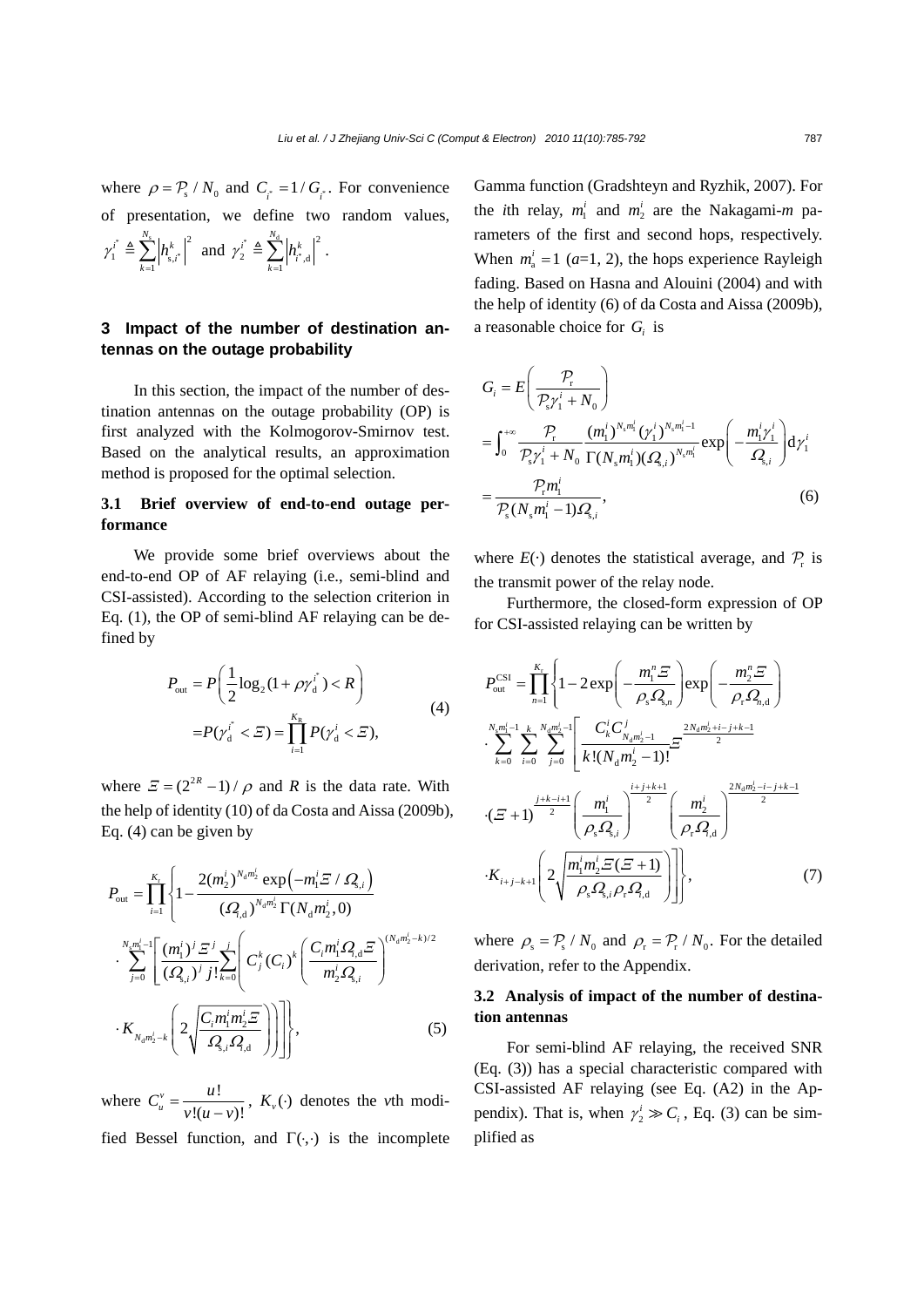where $\rho = \mathcal{P}_s / N_0$ and $C_{i^*} = 1/G_{i^*}$. For convenience of presentation, we define two random values, $\gamma_1^{i^*} \triangleq \sum_{k=1}^{N_s} \left| h_{s,i^*}^k \right|^2$ and $\gamma_2^{i^*} \triangleq \sum_{k=1}^{N_d} \left| h_{i^*,d}^k \right|^2$.

## 3 Impact of the number of destination antennas on the outage probability

In this section, the impact of the number of destination antennas on the outage probability (OP) is first analyzed with the Kolmogorov-Smirnov test. Based on the analytical results, an approximation method is proposed for the optimal selection.

### 3.1 Brief overview of end-to-end outage performance

We provide some brief overviews about the end-to-end OP of AF relaying (i.e., semi-blind and CSI-assisted). According to the selection criterion in Eq. (1), the OP of semi-blind AF relaying can be defined by

$$
\begin{aligned}
P_{\text{out}} &= P\left( \frac{1}{2}\log_2(1+\rho\gamma_d^{i^*}) < R \right) \\
&= P(\gamma_d^{i^*} < \Xi) = \prod_{i=1}^{K_R} P(\gamma_d^i < \Xi),
\end{aligned}
\tag{4}
$$

where $\Xi = (2^{2R}-1)/\rho$ and $R$ is the data rate. With the help of identity (10) of da Costa and Aissa (2009b), Eq. (4) can be given by

$$
\begin{aligned}
P_{\text{out}} = \prod_{i=1}^{K_r} \Bigg\{ 1 - \frac{2(m_2^i)^{N_d m_2^i} \exp\left(-m_1^i \Xi / \Omega_{s,i}\right)}{(\Omega_{i,d})^{N_d m_2^i} \Gamma(N_d m_2^i, 0)} \\
\cdot \sum_{j=0}^{N_s m_1^i - 1} \Bigg[ \frac{(m_1^i)^j \Xi^j}{(\Omega_{s,i})^j j!} \sum_{k=0}^{j} \Bigg( C_j^k (C_i)^k \left( \frac{C_i m_1^i \Omega_{i,d} \Xi}{m_2^i \Omega_{s,i}} \right)^{(N_d m_2^i - k)/2} \\
\cdot K_{N_d m_2^i - k}\left( 2\sqrt{\frac{C_i m_1^i m_2^i \Xi}{\Omega_{s,i} \Omega_{i,d}}} \right) \Bigg) \Bigg] \Bigg\},
\end{aligned}
\tag{5}
$$

where $C_u^v = \dfrac{u!}{v!(u-v)!}$, $K_v(\cdot)$ denotes the $v$th modified Bessel function, and $\Gamma(\cdot,\cdot)$ is the incomplete Gamma function (Gradshteyn and Ryzhik, 2007). For the $i$th relay, $m_1^i$ and $m_2^i$ are the Nakagami-$m$ parameters of the first and second hops, respectively. When $m_a^i = 1$ ($a$=1, 2), the hops experience Rayleigh fading. Based on Hasna and Alouini (2004) and with the help of identity (6) of da Costa and Aissa (2009b), a reasonable choice for $G_i$ is

$$
\begin{aligned}
G_i &= E\left( \frac{\mathcal{P}_r}{\mathcal{P}_s \gamma_1^i + N_0} \right) \\
&= \int_0^{+\infty} \frac{\mathcal{P}_r}{\mathcal{P}_s \gamma_1^i + N_0} \frac{(m_1^i)^{N_s m_1^i} (\gamma_1^i)^{N_s m_1^i - 1}}{\Gamma(N_s m_1^i)(\Omega_{s,i})^{N_s m_1^i}} \exp\left( -\frac{m_1^i \gamma_1^i}{\Omega_{s,i}} \right) d\gamma_1^i \\
&= \frac{\mathcal{P}_r m_1^i}{\mathcal{P}_s (N_s m_1^i - 1)\Omega_{s,i}},
\end{aligned}
\tag{6}
$$

where $E(\cdot)$ denotes the statistical average, and $\mathcal{P}_r$ is the transmit power of the relay node.

Furthermore, the closed-form expression of OP for CSI-assisted relaying can be written by

$$
\begin{aligned}
P_{\text{out}}^{\text{CSI}} = \prod_{n=1}^{K_r} \Bigg\{ 1 - 2\exp\left( -\frac{m_1^n \Xi}{\rho_s \Omega_{s,n}} \right) \exp\left( -\frac{m_2^n \Xi}{\rho_r \Omega_{n,d}} \right) \\
\cdot \sum_{k=0}^{N_s m_1^i - 1} \sum_{i=0}^{k} \sum_{j=0}^{N_d m_2^i - 1} \Bigg[ \frac{C_k^i C_{N_d m_2^i - 1}^j}{k!(N_d m_2^i - 1)!} \Xi^{\frac{2N_d m_2^i + i - j + k - 1}{2}} \\
\cdot (\Xi + 1)^{\frac{j+k-i+1}{2}} \left( \frac{m_1^i}{\rho_s \Omega_{s,i}} \right)^{\frac{i+j+k+1}{2}} \left( \frac{m_2^i}{\rho_r \Omega_{i,d}} \right)^{\frac{2N_d m_2^i - i - j + k - 1}{2}} \\
\cdot K_{i+j-k+1}\left( 2\sqrt{\frac{m_1^i m_2^i \Xi(\Xi+1)}{\rho_s \Omega_{s,i} \rho_r \Omega_{i,d}}} \right) \Bigg] \Bigg\},
\end{aligned}
\tag{7}
$$

where $\rho_s = \mathcal{P}_s / N_0$ and $\rho_r = \mathcal{P}_r / N_0$. For the detailed derivation, refer to the Appendix.

### 3.2 Analysis of impact of the number of destination antennas

For semi-blind AF relaying, the received SNR (Eq. (3)) has a special characteristic compared with CSI-assisted AF relaying (see Eq. (A2) in the Appendix). That is, when $\gamma_2^i \gg C_i$, Eq. (3) can be simplified as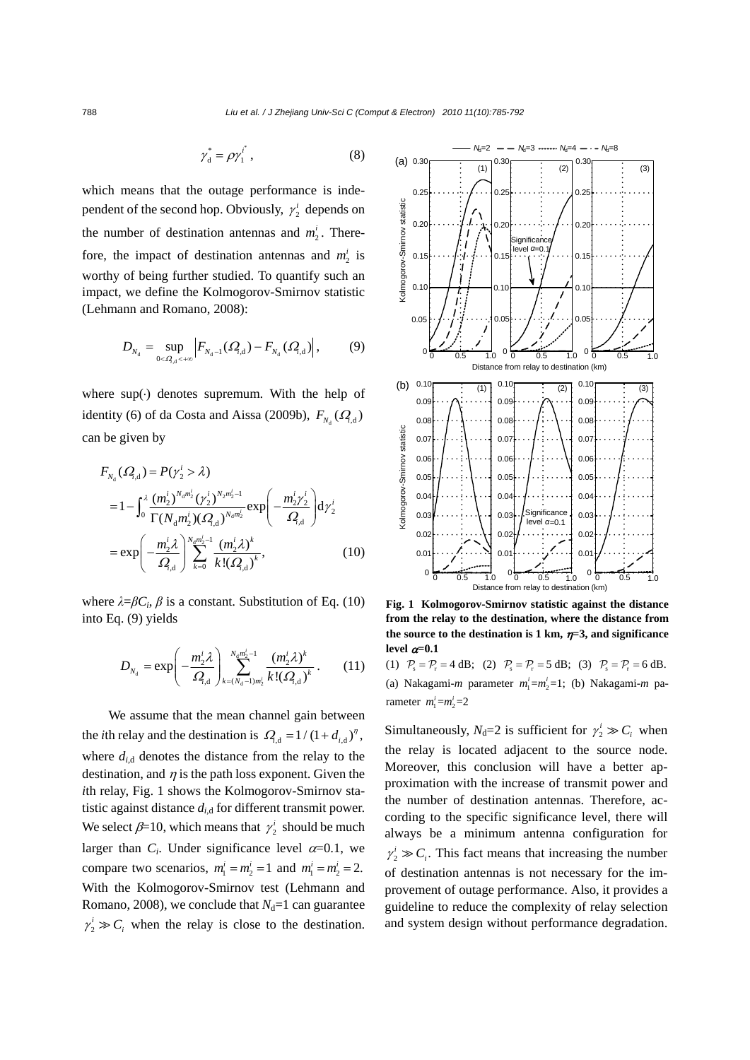$$\gamma_{\rm d}^{*} = \rho \gamma_1^{i^*}, \tag{8}$$

which means that the outage performance is independent of the second hop. Obviously, $\gamma_2^i$ depends on the number of destination antennas and $m_2^i$. Therefore, the impact of destination antennas and $m_2^i$ is worthy of being further studied. To quantify such an impact, we define the Kolmogorov-Smirnov statistic (Lehmann and Romano, 2008):

$$D_{N_{\rm d}} = \sup_{0<\Omega_{i,\rm d}<+\infty} \left| F_{N_{\rm d}-1}(\Omega_{i,\rm d}) - F_{N_{\rm d}}(\Omega_{i,\rm d}) \right|, \tag{9}$$

where $\sup(\cdot)$ denotes supremum. With the help of identity (6) of da Costa and Aissa (2009b), $F_{N_{\rm d}}(\Omega_{i,\rm d})$ can be given by

$$\begin{aligned} F_{N_{\rm d}}(\Omega_{i,\rm d}) &= P(\gamma_2^i > \lambda) \\ &= 1 - \int_0^{\lambda} \frac{(m_2^i)^{N_{\rm d} m_2^i} (\gamma_2^i)^{N_2 m_2^i - 1}}{\Gamma(N_{\rm d} m_2^i)(\Omega_{i,\rm d})^{N_{\rm d} m_2^i}} \exp\left(-\frac{m_2^i \gamma_2^i}{\Omega_{i,\rm d}}\right) {\rm d}\gamma_2^i \\ &= \exp\left(-\frac{m_2^i \lambda}{\Omega_{i,\rm d}}\right) \sum_{k=0}^{N_{\rm d} m_2^i - 1} \frac{(m_2^i \lambda)^k}{k!(\Omega_{i,\rm d})^k}, \end{aligned} \tag{10}$$

where $\lambda=\beta C_i$, $\beta$ is a constant. Substitution of Eq. (10) into Eq. (9) yields

$$D_{N_{\rm d}} = \exp\left(-\frac{m_2^i \lambda}{\Omega_{i,\rm d}}\right) \sum_{k=(N_{\rm d}-1)m_2^i}^{N_{\rm d} m_2^i - 1} \frac{(m_2^i \lambda)^k}{k!(\Omega_{i,\rm d})^k}. \tag{11}$$

We assume that the mean channel gain between the $i$th relay and the destination is $\Omega_{i,\rm d} = 1/(1+d_{i,\rm d})^{\eta}$, where $d_{i,\rm d}$ denotes the distance from the relay to the destination, and $\eta$ is the path loss exponent. Given the $i$th relay, Fig. 1 shows the Kolmogorov-Smirnov statistic against distance $d_{i,\rm d}$ for different transmit power. We select $\beta$=10, which means that $\gamma_2^i$ should be much larger than $C_i$. Under significance level $\alpha$=0.1, we compare two scenarios, $m_1^i = m_2^i = 1$ and $m_1^i = m_2^i = 2$. With the Kolmogorov-Smirnov test (Lehmann and Romano, 2008), we conclude that $N_{\rm d}$=1 can guarantee $\gamma_2^i \gg C_i$ when the relay is close to the destination.

**Fig. 1 Kolmogorov-Smirnov statistic against the distance from the relay to the destination, where the distance from the source to the destination is 1 km, $\eta$=3, and significance level $\alpha$=0.1**

(1) $\mathcal{P}_{\rm s} = \mathcal{P}_{\rm r} = 4$ dB; (2) $\mathcal{P}_{\rm s} = \mathcal{P}_{\rm r} = 5$ dB; (3) $\mathcal{P}_{\rm s} = \mathcal{P}_{\rm r} = 6$ dB. (a) Nakagami-$m$ parameter $m_1^i = m_2^i$=1; (b) Nakagami-$m$ parameter $m_1^i = m_2^i$=2

Simultaneously, $N_{\rm d}$=2 is sufficient for $\gamma_2^i \gg C_i$ when the relay is located adjacent to the source node. Moreover, this conclusion will have a better approximation with the increase of transmit power and the number of destination antennas. Therefore, according to the specific significance level, there will always be a minimum antenna configuration for $\gamma_2^i \gg C_i$. This fact means that increasing the number of destination antennas is not necessary for the improvement of outage performance. Also, it provides a guideline to reduce the complexity of relay selection and system design without performance degradation.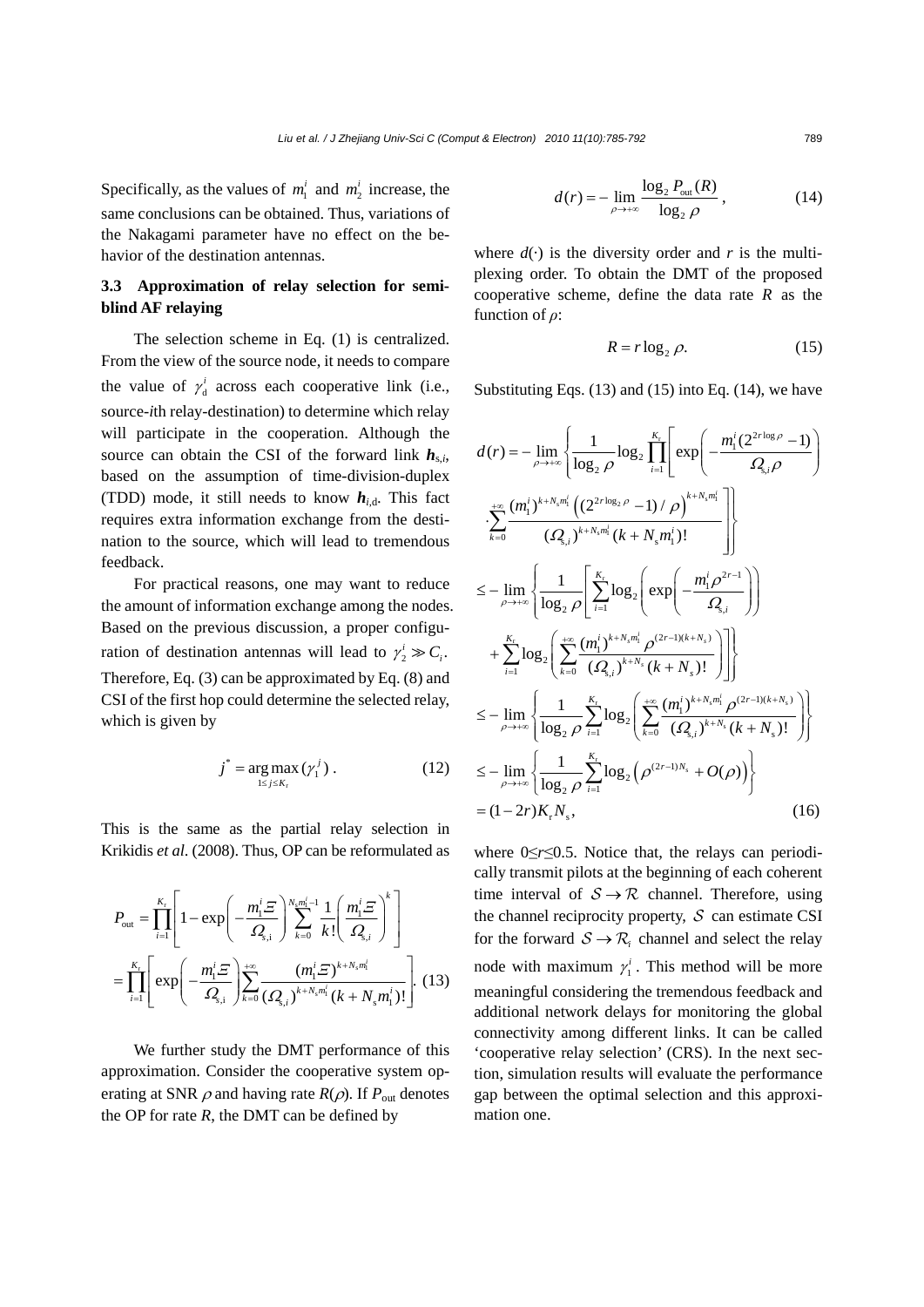Specifically, as the values of $m_1^i$ and $m_2^i$ increase, the same conclusions can be obtained. Thus, variations of the Nakagami parameter have no effect on the behavior of the destination antennas.

### 3.3 Approximation of relay selection for semi-blind AF relaying

The selection scheme in Eq. (1) is centralized. From the view of the source node, it needs to compare the value of $\gamma_{\rm d}^i$ across each cooperative link (i.e., source-*i*th relay-destination) to determine which relay will participate in the cooperation. Although the source can obtain the CSI of the forward link $\boldsymbol{h}_{{\rm s},i}$, based on the assumption of time-division-duplex (TDD) mode, it still needs to know $\boldsymbol{h}_{i,{\rm d}}$. This fact requires extra information exchange from the destination to the source, which will lead to tremendous feedback.

For practical reasons, one may want to reduce the amount of information exchange among the nodes. Based on the previous discussion, a proper configuration of destination antennas will lead to $\gamma_2^i \gg C_i$. Therefore, Eq. (3) can be approximated by Eq. (8) and CSI of the first hop could determine the selected relay, which is given by

$$j^* = \underset{1 \le j \le K_{\rm r}}{\arg\max}\,(\gamma_1^j)\,. \tag{12}$$

This is the same as the partial relay selection in Krikidis *et al.* (2008). Thus, OP can be reformulated as

$$\begin{aligned}P_{\rm out} &= \prod_{i=1}^{K_{\rm r}}\left[1-\exp\left(-\frac{m_1^i \varXi}{\varOmega_{{\rm s},i}}\right)\sum_{k=0}^{N_{\rm s}m_1^i-1}\frac{1}{k!}\left(\frac{m_1^i \varXi}{\varOmega_{{\rm s},i}}\right)^k\right] \\ &= \prod_{i=1}^{K_{\rm r}}\left[\exp\left(-\frac{m_1^i \varXi}{\varOmega_{{\rm s},i}}\right)\sum_{k=0}^{+\infty}\frac{(m_1^i \varXi)^{k+N_{\rm s}m_1^i}}{(\varOmega_{{\rm s},i})^{k+N_{\rm s}m_1^i}(k+N_{\rm s}m_1^i)!}\right]. \end{aligned} \tag{13}$$

We further study the DMT performance of this approximation. Consider the cooperative system operating at SNR $\rho$ and having rate $R(\rho)$. If $P_{\rm out}$ denotes the OP for rate $R$, the DMT can be defined by

$$d(r) = -\lim_{\rho\to+\infty}\frac{\log_2 P_{\rm out}(R)}{\log_2 \rho}, \tag{14}$$

where $d(\cdot)$ is the diversity order and $r$ is the multiplexing order. To obtain the DMT of the proposed cooperative scheme, define the data rate $R$ as the function of $\rho$:

$$R = r\log_2 \rho. \tag{15}$$

Substituting Eqs. (13) and (15) into Eq. (14), we have

$$\begin{aligned} d(r) &= -\lim_{\rho\to+\infty}\left\{\frac{1}{\log_2\rho}\log_2\prod_{i=1}^{K_{\rm r}}\left[\exp\left(-\frac{m_1^i(2^{2r\log\rho}-1)}{\varOmega_{{\rm s},i}\rho}\right)\right.\right. \\ &\quad \left.\left.\cdot\sum_{k=0}^{+\infty}\frac{(m_1^i)^{k+N_{\rm s}m_1^i}\left((2^{2r\log_2\rho}-1)/\rho\right)^{k+N_{\rm s}m_1^i}}{(\varOmega_{{\rm s},i})^{k+N_{\rm s}m_1^i}(k+N_{\rm s}m_1^i)!}\right]\right\} \\ &\le -\lim_{\rho\to+\infty}\left\{\frac{1}{\log_2\rho}\left[\sum_{i=1}^{K_{\rm r}}\log_2\left(\exp\left(-\frac{m_1^i\rho^{2r-1}}{\varOmega_{{\rm s},i}}\right)\right)\right.\right. \\ &\quad \left.\left.+\sum_{i=1}^{K_{\rm r}}\log_2\left(\sum_{k=0}^{+\infty}\frac{(m_1^i)^{k+N_{\rm s}m_1^i}\rho^{(2r-1)(k+N_{\rm s})}}{(\varOmega_{{\rm s},i})^{k+N_{\rm s}}(k+N_{\rm s})!}\right)\right]\right\} \\ &\le -\lim_{\rho\to+\infty}\left\{\frac{1}{\log_2\rho}\sum_{i=1}^{K_{\rm r}}\log_2\left(\sum_{k=0}^{+\infty}\frac{(m_1^i)^{k+N_{\rm s}m_1^i}\rho^{(2r-1)(k+N_{\rm s})}}{(\varOmega_{{\rm s},i})^{k+N_{\rm s}}(k+N_{\rm s})!}\right)\right\} \\ &\le -\lim_{\rho\to+\infty}\left\{\frac{1}{\log_2\rho}\sum_{i=1}^{K_{\rm r}}\log_2\left(\rho^{(2r-1)N_{\rm s}}+O(\rho)\right)\right\} \\ &= (1-2r)K_{\rm r}N_{\rm s}, \end{aligned} \tag{16}$$

where $0\le r\le 0.5$. Notice that, the relays can periodically transmit pilots at the beginning of each coherent time interval of $\mathcal{S}\to\mathcal{R}$ channel. Therefore, using the channel reciprocity property, $\mathcal{S}$ can estimate CSI for the forward $\mathcal{S}\to\mathcal{R}_i$ channel and select the relay node with maximum $\gamma_1^i$. This method will be more meaningful considering the tremendous feedback and additional network delays for monitoring the global connectivity among different links. It can be called 'cooperative relay selection' (CRS). In the next section, simulation results will evaluate the performance gap between the optimal selection and this approximation one.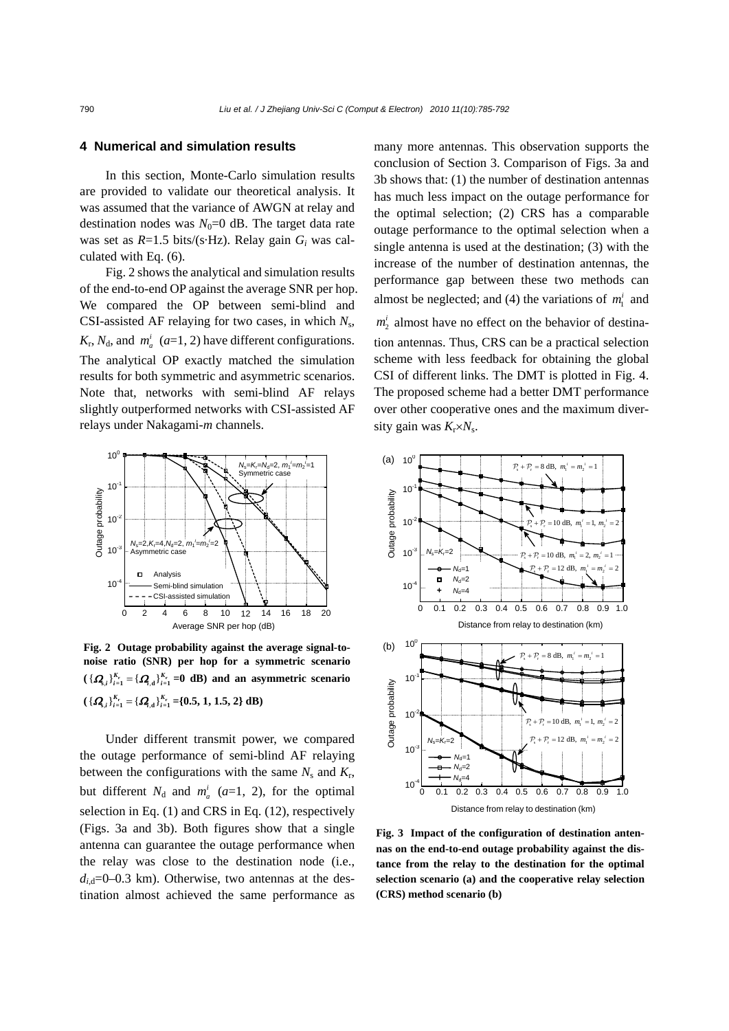## 4 Numerical and simulation results

In this section, Monte-Carlo simulation results are provided to validate our theoretical analysis. It was assumed that the variance of AWGN at relay and destination nodes was $N_0$=0 dB. The target data rate was set as $R$=1.5 bits/(s·Hz). Relay gain $G_i$ was calculated with Eq. (6).

Fig. 2 shows the analytical and simulation results of the end-to-end OP against the average SNR per hop. We compared the OP between semi-blind and CSI-assisted AF relaying for two cases, in which $N_s$, $K_r$, $N_d$, and $m_a^i$ ($a$=1, 2) have different configurations. The analytical OP exactly matched the simulation results for both symmetric and asymmetric scenarios. Note that, networks with semi-blind AF relays slightly outperformed networks with CSI-assisted AF relays under Nakagami-$m$ channels.

**Fig. 2 Outage probability against the average signal-to-noise ratio (SNR) per hop for a symmetric scenario ($\{\Omega_{s,i}\}_{i=1}^{K_r}=\{\Omega_{i,d}\}_{i=1}^{K_r}$=0 dB) and an asymmetric scenario ($\{\Omega_{s,i}\}_{i=1}^{K_r}=\{\Omega_{i,d}\}_{i=1}^{K_r}$={0.5, 1, 1.5, 2} dB)**

Under different transmit power, we compared the outage performance of semi-blind AF relaying between the configurations with the same $N_s$ and $K_r$, but different $N_d$ and $m_a^i$ ($a$=1, 2), for the optimal selection in Eq. (1) and CRS in Eq. (12), respectively (Figs. 3a and 3b). Both figures show that a single antenna can guarantee the outage performance when the relay was close to the destination node (i.e., $d_{i,d}$=0–0.3 km). Otherwise, two antennas at the destination almost achieved the same performance as many more antennas. This observation supports the conclusion of Section 3. Comparison of Figs. 3a and 3b shows that: (1) the number of destination antennas has much less impact on the outage performance for the optimal selection; (2) CRS has a comparable outage performance to the optimal selection when a single antenna is used at the destination; (3) with the increase of the number of destination antennas, the performance gap between these two methods can almost be neglected; and (4) the variations of $m_1^i$ and $m_2^i$ almost have no effect on the behavior of destination antennas. Thus, CRS can be a practical selection scheme with less feedback for obtaining the global CSI of different links. The DMT is plotted in Fig. 4. The proposed scheme had a better DMT performance over other cooperative ones and the maximum diversity gain was $K_r \times N_s$.

**Fig. 3 Impact of the configuration of destination antennas on the end-to-end outage probability against the distance from the relay to the destination for the optimal selection scenario (a) and the cooperative relay selection (CRS) method scenario (b)**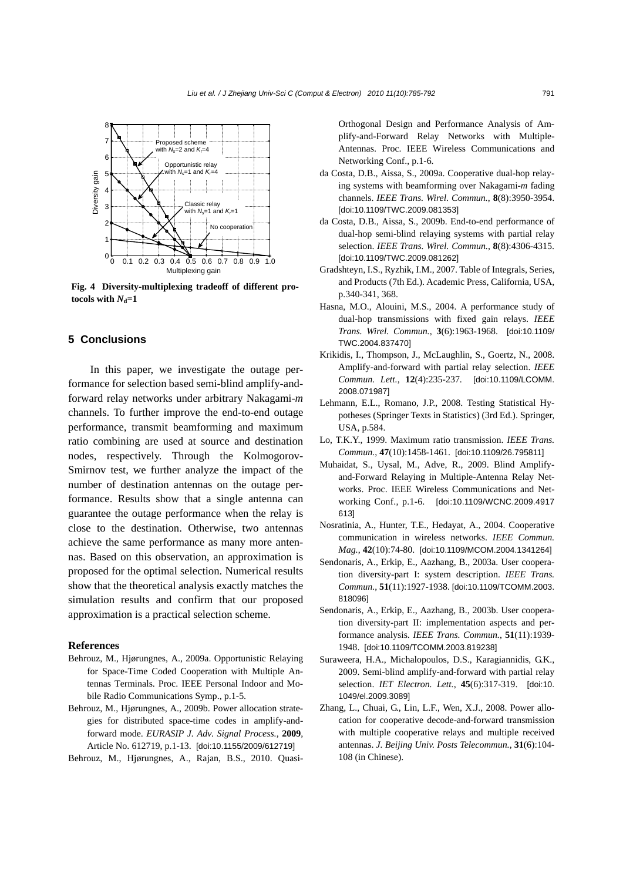Fig. 4 Diversity-multiplexing tradeoff of different protocols with $N_d$=1

## 5 Conclusions

In this paper, we investigate the outage performance for selection based semi-blind amplify-and-forward relay networks under arbitrary Nakagami-*m* channels. To further improve the end-to-end outage performance, transmit beamforming and maximum ratio combining are used at source and destination nodes, respectively. Through the Kolmogorov-Smirnov test, we further analyze the impact of the number of destination antennas on the outage performance. Results show that a single antenna can guarantee the outage performance when the relay is close to the destination. Otherwise, two antennas achieve the same performance as many more antennas. Based on this observation, an approximation is proposed for the optimal selection. Numerical results show that the theoretical analysis exactly matches the simulation results and confirm that our proposed approximation is a practical selection scheme.

### References

Behrouz, M., Hjørungnes, A., 2009a. Opportunistic Relaying for Space-Time Coded Cooperation with Multiple Antennas Terminals. Proc. IEEE Personal Indoor and Mobile Radio Communications Symp., p.1-5.

Behrouz, M., Hjørungnes, A., 2009b. Power allocation strategies for distributed space-time codes in amplify-and-forward mode. *EURASIP J. Adv. Signal Process.*, **2009**, Article No. 612719, p.1-13. [doi:10.1155/2009/612719]

Behrouz, M., Hjørungnes, A., Rajan, B.S., 2010. Quasi-Orthogonal Design and Performance Analysis of Amplify-and-Forward Relay Networks with Multiple-Antennas. Proc. IEEE Wireless Communications and Networking Conf., p.1-6.

da Costa, D.B., Aissa, S., 2009a. Cooperative dual-hop relaying systems with beamforming over Nakagami-*m* fading channels. *IEEE Trans. Wirel. Commun.*, **8**(8):3950-3954. [doi:10.1109/TWC.2009.081353]

da Costa, D.B., Aissa, S., 2009b. End-to-end performance of dual-hop semi-blind relaying systems with partial relay selection. *IEEE Trans. Wirel. Commun.*, **8**(8):4306-4315. [doi:10.1109/TWC.2009.081262]

Gradshteyn, I.S., Ryzhik, I.M., 2007. Table of Integrals, Series, and Products (7th Ed.). Academic Press, California, USA, p.340-341, 368.

Hasna, M.O., Alouini, M.S., 2004. A performance study of dual-hop transmissions with fixed gain relays. *IEEE Trans. Wirel. Commun.*, **3**(6):1963-1968. [doi:10.1109/TWC.2004.837470]

Krikidis, I., Thompson, J., McLaughlin, S., Goertz, N., 2008. Amplify-and-forward with partial relay selection. *IEEE Commun. Lett.*, **12**(4):235-237. [doi:10.1109/LCOMM.2008.071987]

Lehmann, E.L., Romano, J.P., 2008. Testing Statistical Hypotheses (Springer Texts in Statistics) (3rd Ed.). Springer, USA, p.584.

Lo, T.K.Y., 1999. Maximum ratio transmission. *IEEE Trans. Commun.*, **47**(10):1458-1461. [doi:10.1109/26.795811]

Muhaidat, S., Uysal, M., Adve, R., 2009. Blind Amplify-and-Forward Relaying in Multiple-Antenna Relay Networks. Proc. IEEE Wireless Communications and Networking Conf., p.1-6. [doi:10.1109/WCNC.2009.4917613]

Nosratinia, A., Hunter, T.E., Hedayat, A., 2004. Cooperative communication in wireless networks. *IEEE Commun. Mag.*, **42**(10):74-80. [doi:10.1109/MCOM.2004.1341264]

Sendonaris, A., Erkip, E., Aazhang, B., 2003a. User cooperation diversity-part I: system description. *IEEE Trans. Commun.*, **51**(11):1927-1938. [doi:10.1109/TCOMM.2003.818096]

Sendonaris, A., Erkip, E., Aazhang, B., 2003b. User cooperation diversity-part II: implementation aspects and performance analysis. *IEEE Trans. Commun.*, **51**(11):1939-1948. [doi:10.1109/TCOMM.2003.819238]

Suraweera, H.A., Michalopoulos, D.S., Karagiannidis, G.K., 2009. Semi-blind amplify-and-forward with partial relay selection. *IET Electron. Lett.*, **45**(6):317-319. [doi:10.1049/el.2009.3089]

Zhang, L., Chuai, G., Lin, L.F., Wen, X.J., 2008. Power allocation for cooperative decode-and-forward transmission with multiple cooperative relays and multiple received antennas. *J. Beijing Univ. Posts Telecommun.*, **31**(6):104-108 (in Chinese).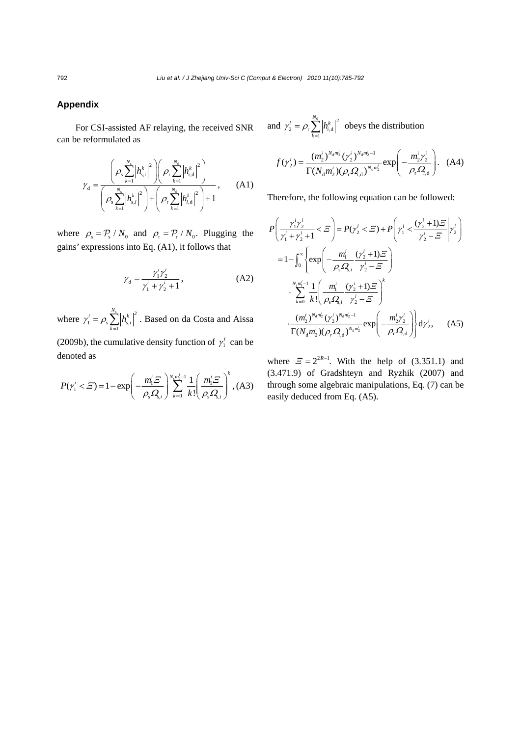## Appendix

For CSI-assisted AF relaying, the received SNR can be reformulated as

$$\gamma_{\mathrm{d}} = \frac{\left(\rho_{\mathrm{s}} \sum_{k=1}^{N_{\mathrm{s}}} \left|h_{\mathrm{s},i}^{k}\right|^{2}\right)\left(\rho_{\mathrm{r}} \sum_{k=1}^{N_{\mathrm{d}}} \left|h_{i,\mathrm{d}}^{k}\right|^{2}\right)}{\left(\rho_{\mathrm{s}} \sum_{k=1}^{N_{\mathrm{s}}} \left|h_{\mathrm{s},i}^{k}\right|^{2}\right) + \left(\rho_{\mathrm{r}} \sum_{k=1}^{N_{\mathrm{d}}} \left|h_{i,\mathrm{d}}^{k}\right|^{2}\right) + 1}, \quad \text{(A1)}$$

where $\rho_{\mathrm{s}} = \mathcal{P}_{\mathrm{s}} / N_0$ and $\rho_{\mathrm{r}} = \mathcal{P}_{\mathrm{r}} / N_0$. Plugging the gains' expressions into Eq. (A1), it follows that

$$\gamma_{\mathrm{d}} = \frac{\gamma_1^i \gamma_2^i}{\gamma_1^i + \gamma_2^i + 1}, \quad \text{(A2)}$$

where $\gamma_1^i = \rho_{\mathrm{s}} \sum_{k=1}^{N_{\mathrm{s}}} \left|h_{\mathrm{s},i}^{k}\right|^{2}$. Based on da Costa and Aissa (2009b), the cumulative density function of $\gamma_1^i$ can be denoted as

$$P(\gamma_1^i < \Xi) = 1 - \exp\left(-\frac{m_1^i \Xi}{\rho_{\mathrm{s}} \Omega_{\mathrm{s},i}}\right) \sum_{k=0}^{N_{\mathrm{s}} m_1^i - 1} \frac{1}{k!} \left(\frac{m_1^i \Xi}{\rho_{\mathrm{s}} \Omega_{\mathrm{s},i}}\right)^{k}, \quad \text{(A3)}$$

and $\gamma_2^i = \rho_{\mathrm{r}} \sum_{k=1}^{N_{\mathrm{d}}} \left|h_{i,\mathrm{d}}^{k}\right|^{2}$ obeys the distribution

$$f(\gamma_2^i) = \frac{(m_2^i)^{N_{\mathrm{d}} m_2^i} (\gamma_2^i)^{N_{\mathrm{d}} m_2^i - 1}}{\Gamma(N_{\mathrm{d}} m_2^i)(\rho_{\mathrm{r}} \Omega_{i,\mathrm{d}})^{N_{\mathrm{d}} m_2^i}} \exp\left(-\frac{m_2^i \gamma_2^i}{\rho_{\mathrm{r}} \Omega_{i,\mathrm{d}}}\right). \quad \text{(A4)}$$

Therefore, the following equation can be followed:

$$\begin{aligned}
P\left(\frac{\gamma_1^i \gamma_2^i}{\gamma_1^i + \gamma_2^i + 1} < \Xi\right) &= P(\gamma_2^i < \Xi) + P\left(\gamma_1^i < \frac{(\gamma_2^i + 1)\Xi}{\gamma_2^i - \Xi} \,\middle|\, \gamma_2^i\right) \\
&= 1 - \int_0^{\infty} \left\{ \exp\left(-\frac{m_1^i}{\rho_{\mathrm{s}} \Omega_{\mathrm{s},i}} \frac{(\gamma_2^i + 1)\Xi}{\gamma_2^i - \Xi}\right) \right. \\
&\quad \cdot \sum_{k=0}^{N_{\mathrm{s}} m_1^i - 1} \frac{1}{k!} \left(\frac{m_1^i}{\rho_{\mathrm{s}} \Omega_{\mathrm{s},i}} \frac{(\gamma_2^i + 1)\Xi}{\gamma_2^i - \Xi}\right)^{k} \\
&\quad \left. \cdot \frac{(m_2^i)^{N_{\mathrm{d}} m_2^i} (\gamma_2^i)^{N_{\mathrm{d}} m_2^i - 1}}{\Gamma(N_{\mathrm{d}} m_2^i)(\rho_r \Omega_{i,\mathrm{d}})^{N_{\mathrm{d}} m_2^i}} \exp\left(-\frac{m_2^i \gamma_2^i}{\rho_{\mathrm{r}} \Omega_{i,\mathrm{d}}}\right) \right\} \mathrm{d}\gamma_2^i, \quad \text{(A5)}
\end{aligned}$$

where $\Xi = 2^{2R-1}$. With the help of (3.351.1) and (3.471.9) of Gradshteyn and Ryzhik (2007) and through some algebraic manipulations, Eq. (7) can be easily deduced from Eq. (A5).